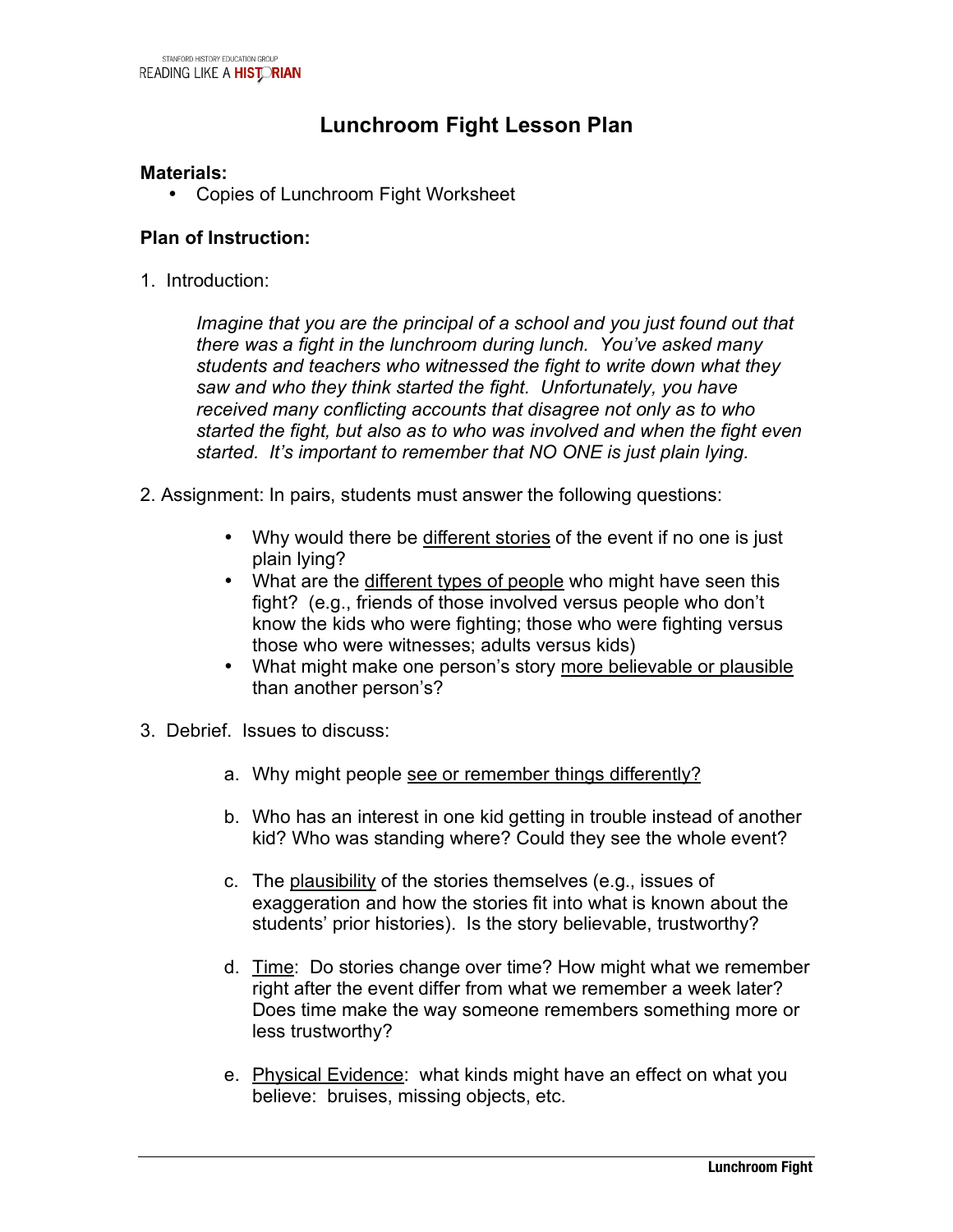# Lunchroom Fight Lesson Plan

**Materials:**

- Copies of Lunchroom Fight Worksheet

**Plan of Instruction:**

1. Introduction:

   *Imagine that you are the principal of a school and you just found out that there was a fight in the lunchroom during lunch. You've asked many students and teachers who witnessed the fight to write down what they saw and who they think started the fight. Unfortunately, you have received many conflicting accounts that disagree not only as to who started the fight, but also as to who was involved and when the fight even started. It's important to remember that NO ONE is just plain lying.*

2. Assignment: In pairs, students must answer the following questions:

   - Why would there be <u>different stories</u> of the event if no one is just plain lying?
   - What are the <u>different types of people</u> who might have seen this fight? (e.g., friends of those involved versus people who don't know the kids who were fighting; those who were fighting versus those who were witnesses; adults versus kids)
   - What might make one person's story <u>more believable or plausible</u> than another person's?

3. Debrief. Issues to discuss:

   a. Why might people <u>see or remember things differently?</u>

   b. Who has an interest in one kid getting in trouble instead of another kid? Who was standing where? Could they see the whole event?

   c. The <u>plausibility</u> of the stories themselves (e.g., issues of exaggeration and how the stories fit into what is known about the students' prior histories). Is the story believable, trustworthy?

   d. <u>Time</u>: Do stories change over time? How might what we remember right after the event differ from what we remember a week later? Does time make the way someone remembers something more or less trustworthy?

   e. <u>Physical Evidence</u>: what kinds might have an effect on what you believe: bruises, missing objects, etc.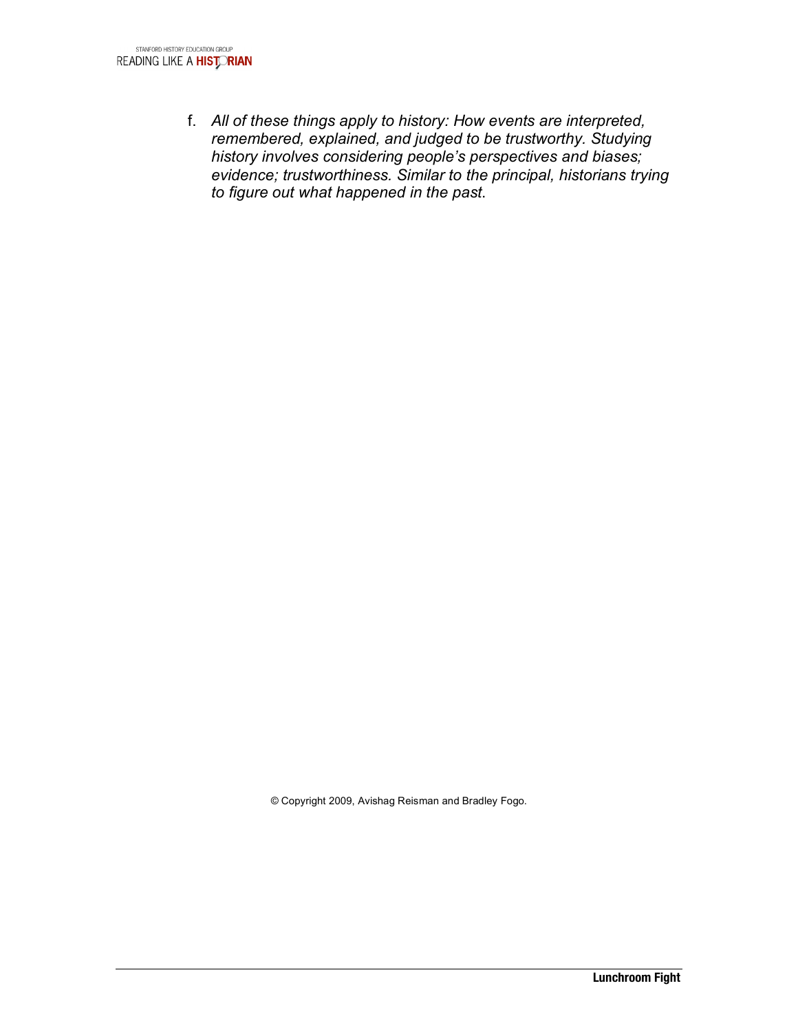f. *All of these things apply to history: How events are interpreted, remembered, explained, and judged to be trustworthy. Studying history involves considering people's perspectives and biases; evidence; trustworthiness. Similar to the principal, historians trying to figure out what happened in the past*.

© Copyright 2009, Avishag Reisman and Bradley Fogo.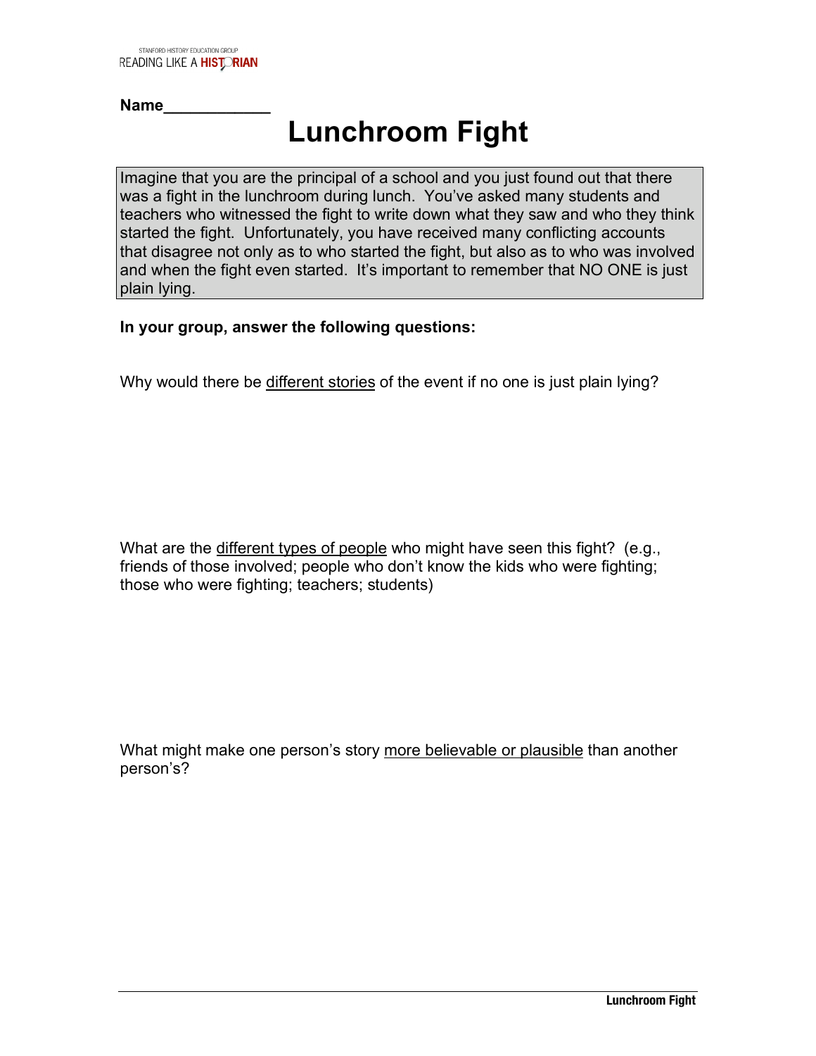Name____________

# Lunchroom Fight

Imagine that you are the principal of a school and you just found out that there was a fight in the lunchroom during lunch. You've asked many students and teachers who witnessed the fight to write down what they saw and who they think started the fight. Unfortunately, you have received many conflicting accounts that disagree not only as to who started the fight, but also as to who was involved and when the fight even started. It's important to remember that NO ONE is just plain lying.

**In your group, answer the following questions:**

Why would there be <u>different stories</u> of the event if no one is just plain lying?

What are the <u>different types of people</u> who might have seen this fight? (e.g., friends of those involved; people who don't know the kids who were fighting; those who were fighting; teachers; students)

What might make one person's story <u>more believable or plausible</u> than another person's?